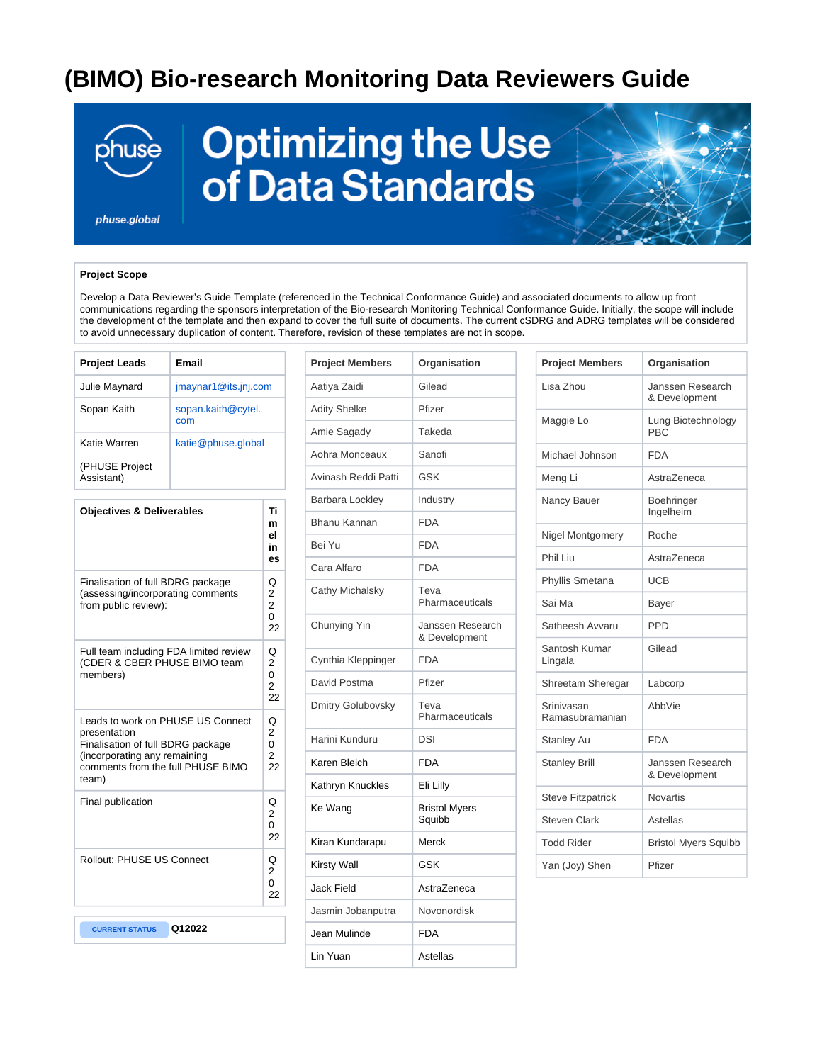# (BIMO) Bio-research Monitoring Data Reviewers Guide

phuse

phuse.global

Optimizing the Use of Data Standards

**Project Scope**

Develop a Data Reviewer's Guide Template (referenced in the Technical Conformance Guide) and associated documents to allow up front communications regarding the sponsors interpretation of the Bio-research Monitoring Technical Conformance Guide. Initially, the scope will include the development of the template and then expand to cover the full suite of documents. The current cSDRG and ADRG templates will be considered to avoid unnecessary duplication of content. Therefore, revision of these templates are not in scope.

| Project Leads | Email |
|---|---|
| Julie Maynard | jmaynar1@its.jnj.com |
| Sopan Kaith | sopan.kaith@cytel.com |
| Katie Warren (PHUSE Project Assistant) | katie@phuse.global |

| Objectives & Deliverables | Timelines |
|---|---|
| Finalisation of full BDRG package (assessing/incorporating comments from public review): | Q2 2022 |
| Full team including FDA limited review (CDER & CBER PHUSE BIMO team members) | Q2 2022 |
| Leads to work on PHUSE US Connect presentation<br>Finalisation of full BDRG package (incorporating any remaining comments from the full PHUSE BIMO team) | Q2 2022 |
| Final publication | Q2 2022 |
| Rollout: PHUSE US Connect | Q2 2022 |

| CURRENT STATUS | Q12022 |
|---|---|

| Project Members | Organisation |
|---|---|
| Aatiya Zaidi | Gilead |
| Adity Shelke | Pfizer |
| Amie Sagady | Takeda |
| Aohra Monceaux | Sanofi |
| Avinash Reddi Patti | GSK |
| Barbara Lockley | Industry |
| Bhanu Kannan | FDA |
| Bei Yu | FDA |
| Cara Alfaro | FDA |
| Cathy Michalsky | Teva Pharmaceuticals |
| Chunying Yin | Janssen Research & Development |
| Cynthia Kleppinger | FDA |
| David Postma | Pfizer |
| Dmitry Golubovsky | Teva Pharmaceuticals |
| Harini Kunduru | DSI |
| Karen Bleich | FDA |
| Kathryn Knuckles | Eli Lilly |
| Ke Wang | Bristol Myers Squibb |
| Kiran Kundarapu | Merck |
| Kirsty Wall | GSK |
| Jack Field | AstraZeneca |
| Jasmin Jobanputra | Novonordisk |
| Jean Mulinde | FDA |
| Lin Yuan | Astellas |

| Project Members | Organisation |
|---|---|
| Lisa Zhou | Janssen Research & Development |
| Maggie Lo | Lung Biotechnology PBC |
| Michael Johnson | FDA |
| Meng Li | AstraZeneca |
| Nancy Bauer | Boehringer Ingelheim |
| Nigel Montgomery | Roche |
| Phil Liu | AstraZeneca |
| Phyllis Smetana | UCB |
| Sai Ma | Bayer |
| Satheesh Avvaru | PPD |
| Santosh Kumar Lingala | Gilead |
| Shreetam Sheregar | Labcorp |
| Srinivasan Ramasubramanian | AbbVie |
| Stanley Au | FDA |
| Stanley Brill | Janssen Research & Development |
| Steve Fitzpatrick | Novartis |
| Steven Clark | Astellas |
| Todd Rider | Bristol Myers Squibb |
| Yan (Joy) Shen | Pfizer |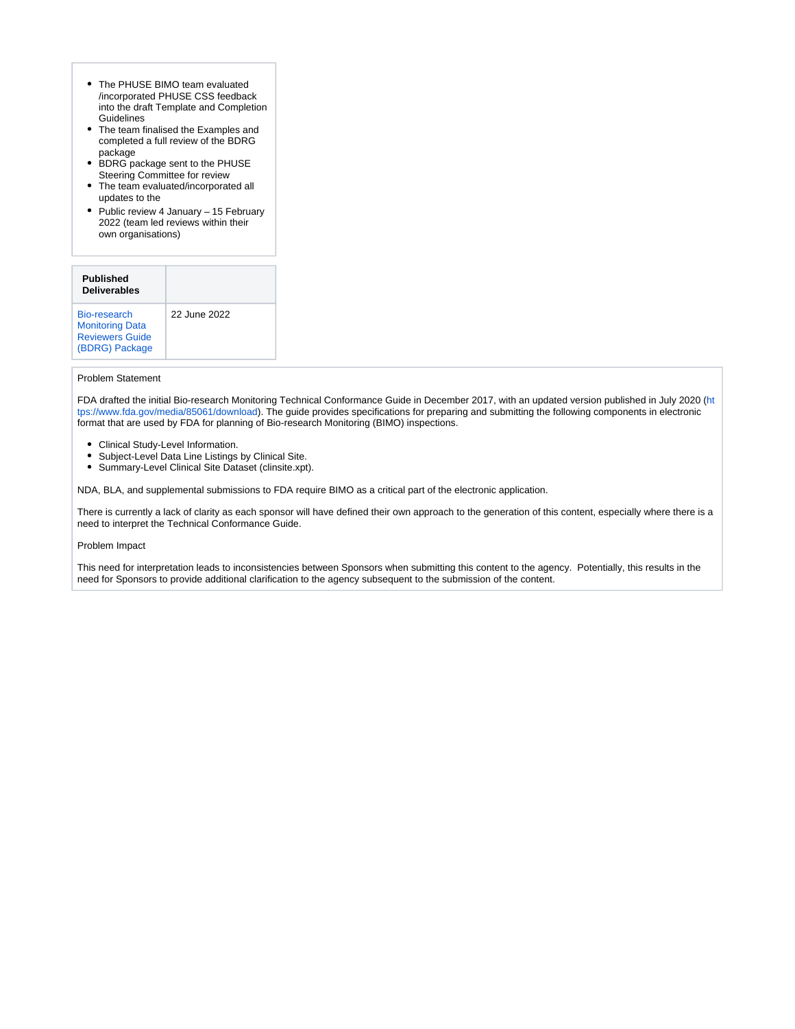- The PHUSE BIMO team evaluated /incorporated PHUSE CSS feedback into the draft Template and Completion Guidelines
- The team finalised the Examples and completed a full review of the BDRG package
- BDRG package sent to the PHUSE Steering Committee for review
- The team evaluated/incorporated all updates to the
- Public review 4 January – 15 February 2022 (team led reviews within their own organisations)

| **Published Deliverables** | |
|---|---|
| Bio-research Monitoring Data Reviewers Guide (BDRG) Package | 22 June 2022 |

Problem Statement

FDA drafted the initial Bio-research Monitoring Technical Conformance Guide in December 2017, with an updated version published in July 2020 (https://www.fda.gov/media/85061/download). The guide provides specifications for preparing and submitting the following components in electronic format that are used by FDA for planning of Bio-research Monitoring (BIMO) inspections.

- Clinical Study-Level Information.
- Subject-Level Data Line Listings by Clinical Site.
- Summary-Level Clinical Site Dataset (clinsite.xpt).

NDA, BLA, and supplemental submissions to FDA require BIMO as a critical part of the electronic application.

There is currently a lack of clarity as each sponsor will have defined their own approach to the generation of this content, especially where there is a need to interpret the Technical Conformance Guide.

Problem Impact

This need for interpretation leads to inconsistencies between Sponsors when submitting this content to the agency. Potentially, this results in the need for Sponsors to provide additional clarification to the agency subsequent to the submission of the content.